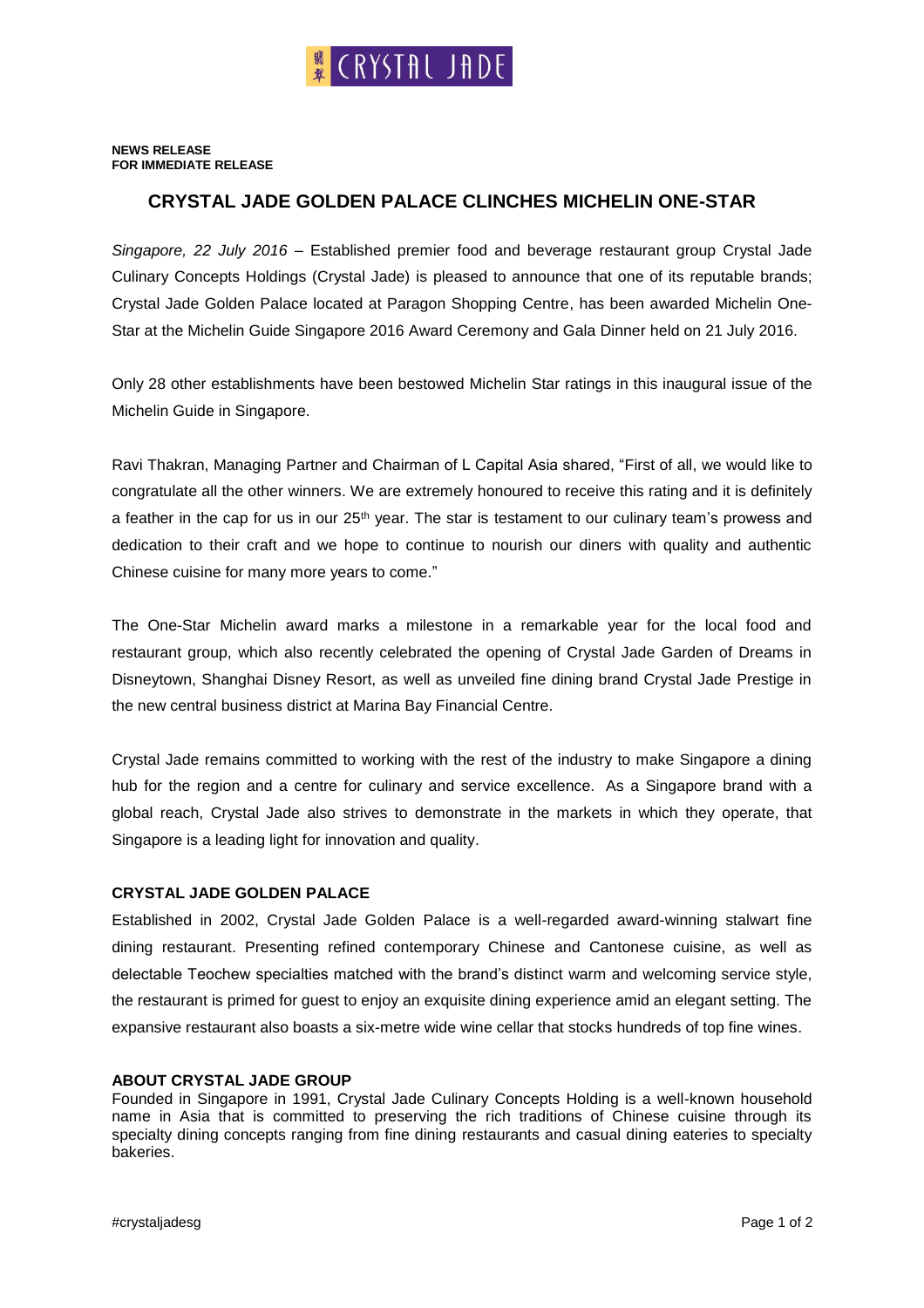**NEWS RELEASE**
**FOR IMMEDIATE RELEASE**

# CRYSTAL JADE GOLDEN PALACE CLINCHES MICHELIN ONE-STAR

*Singapore, 22 July 2016* – Established premier food and beverage restaurant group Crystal Jade Culinary Concepts Holdings (Crystal Jade) is pleased to announce that one of its reputable brands; Crystal Jade Golden Palace located at Paragon Shopping Centre, has been awarded Michelin One-Star at the Michelin Guide Singapore 2016 Award Ceremony and Gala Dinner held on 21 July 2016.

Only 28 other establishments have been bestowed Michelin Star ratings in this inaugural issue of the Michelin Guide in Singapore.

Ravi Thakran, Managing Partner and Chairman of L Capital Asia shared, "First of all, we would like to congratulate all the other winners. We are extremely honoured to receive this rating and it is definitely a feather in the cap for us in our 25th year. The star is testament to our culinary team's prowess and dedication to their craft and we hope to continue to nourish our diners with quality and authentic Chinese cuisine for many more years to come."

The One-Star Michelin award marks a milestone in a remarkable year for the local food and restaurant group, which also recently celebrated the opening of Crystal Jade Garden of Dreams in Disneytown, Shanghai Disney Resort, as well as unveiled fine dining brand Crystal Jade Prestige in the new central business district at Marina Bay Financial Centre.

Crystal Jade remains committed to working with the rest of the industry to make Singapore a dining hub for the region and a centre for culinary and service excellence. As a Singapore brand with a global reach, Crystal Jade also strives to demonstrate in the markets in which they operate, that Singapore is a leading light for innovation and quality.

## CRYSTAL JADE GOLDEN PALACE

Established in 2002, Crystal Jade Golden Palace is a well-regarded award-winning stalwart fine dining restaurant. Presenting refined contemporary Chinese and Cantonese cuisine, as well as delectable Teochew specialties matched with the brand's distinct warm and welcoming service style, the restaurant is primed for guest to enjoy an exquisite dining experience amid an elegant setting. The expansive restaurant also boasts a six-metre wide wine cellar that stocks hundreds of top fine wines.

## ABOUT CRYSTAL JADE GROUP

Founded in Singapore in 1991, Crystal Jade Culinary Concepts Holding is a well-known household name in Asia that is committed to preserving the rich traditions of Chinese cuisine through its specialty dining concepts ranging from fine dining restaurants and casual dining eateries to specialty bakeries.

#crystaljadesg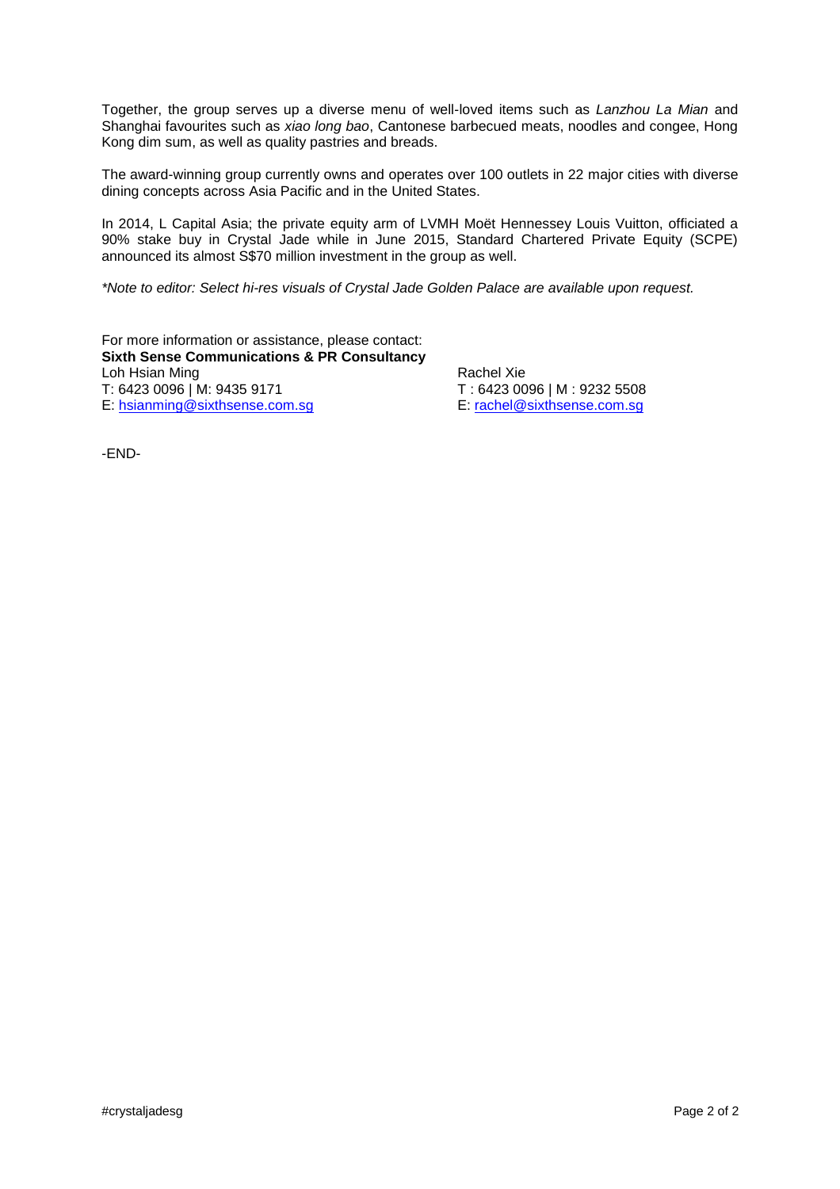Together, the group serves up a diverse menu of well-loved items such as *Lanzhou La Mian* and Shanghai favourites such as *xiao long bao*, Cantonese barbecued meats, noodles and congee, Hong Kong dim sum, as well as quality pastries and breads.

The award-winning group currently owns and operates over 100 outlets in 22 major cities with diverse dining concepts across Asia Pacific and in the United States.

In 2014, L Capital Asia; the private equity arm of LVMH Moët Hennessey Louis Vuitton, officiated a 90% stake buy in Crystal Jade while in June 2015, Standard Chartered Private Equity (SCPE) announced its almost S$70 million investment in the group as well.

**Note to editor: Select hi-res visuals of Crystal Jade Golden Palace are available upon request.*

For more information or assistance, please contact:
**Sixth Sense Communications & PR Consultancy**

Loh Hsian Ming
T: 6423 0096 | M: 9435 9171
E: hsianming@sixthsense.com.sg

Rachel Xie
T : 6423 0096 | M : 9232 5508
E: rachel@sixthsense.com.sg

-END-

#crystaljadesg